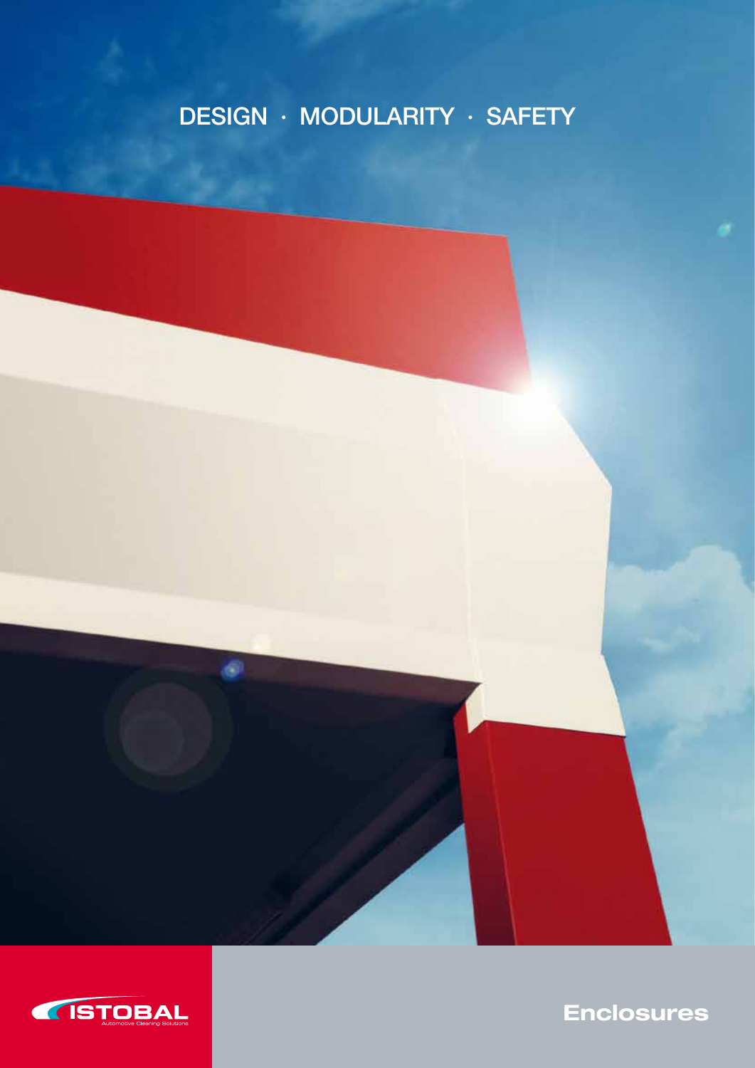DESIGN · MODULARITY · SAFETY

ISTOBAL
Automotive Cleaning Solutions

# Enclosures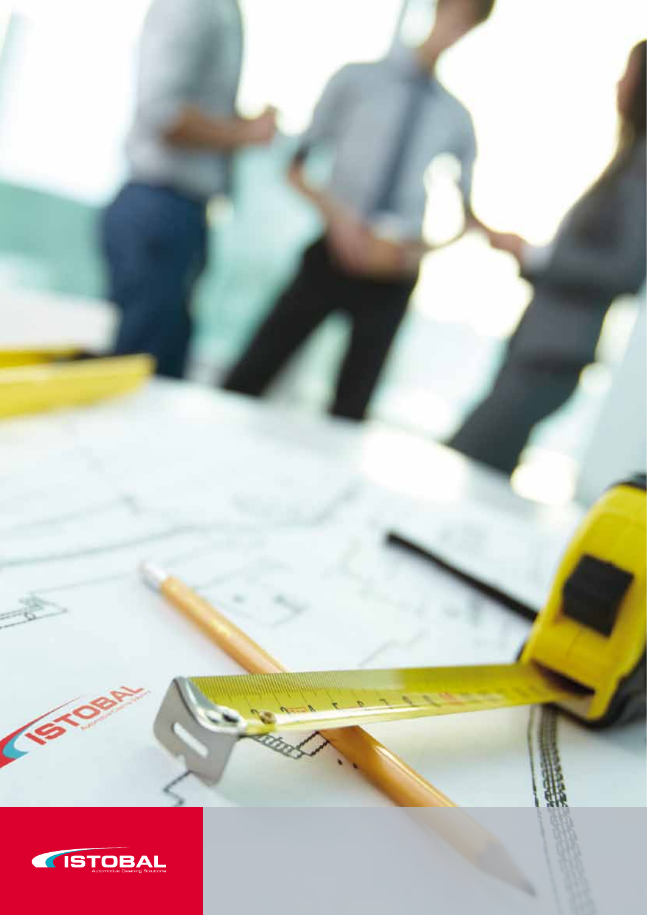ISTOBAL
Automotive Cleaning Solutions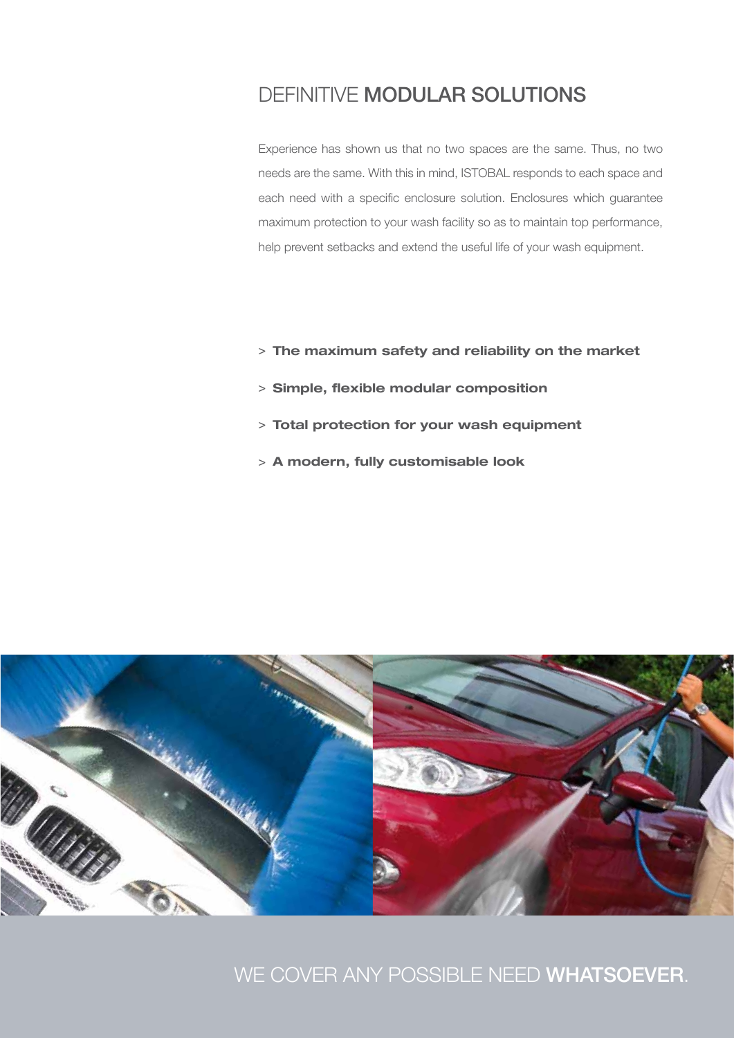# DEFINITIVE **MODULAR SOLUTIONS**

Experience has shown us that no two spaces are the same. Thus, no two needs are the same. With this in mind, ISTOBAL responds to each space and each need with a specific enclosure solution. Enclosures which guarantee maximum protection to your wash facility so as to maintain top performance, help prevent setbacks and extend the useful life of your wash equipment.

> **The maximum safety and reliability on the market**

> **Simple, flexible modular composition**

> **Total protection for your wash equipment**

> **A modern, fully customisable look**

WE COVER ANY POSSIBLE NEED **WHATSOEVER**.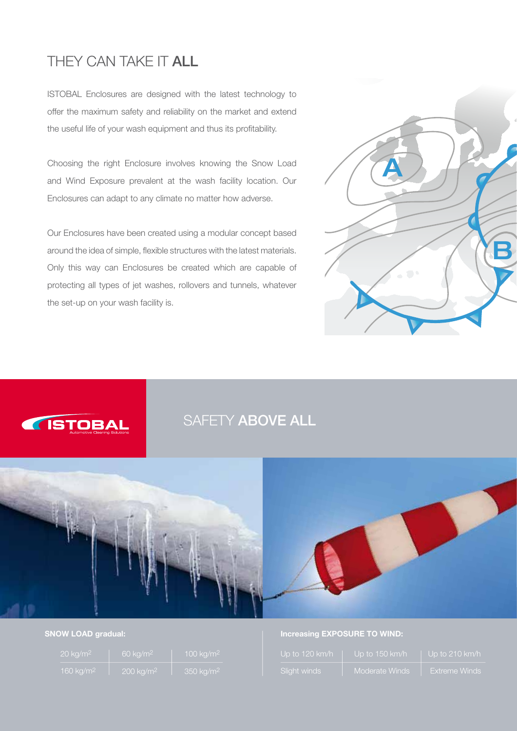# THEY CAN TAKE IT **ALL**

ISTOBAL Enclosures are designed with the latest technology to offer the maximum safety and reliability on the market and extend the useful life of your wash equipment and thus its profitability.

Choosing the right Enclosure involves knowing the Snow Load and Wind Exposure prevalent at the wash facility location. Our Enclosures can adapt to any climate no matter how adverse.

Our Enclosures have been created using a modular concept based around the idea of simple, flexible structures with the latest materials. Only this way can Enclosures be created which are capable of protecting all types of jet washes, rollovers and tunnels, whatever the set-up on your wash facility is.

ISTOBAL Automotive Cleaning Solutions

## SAFETY **ABOVE ALL**

**SNOW LOAD gradual:**

| | | |
|---|---|---|
| 20 kg/m$^2$ | 60 kg/m$^2$ | 100 kg/m$^2$ |
| 160 kg/m$^2$ | 200 kg/m$^2$ | 350 kg/m$^2$ |

**Increasing EXPOSURE TO WIND:**

| Up to 120 km/h | Up to 150 km/h | Up to 210 km/h |
|---|---|---|
| Slight winds | Moderate Winds | Extreme Winds |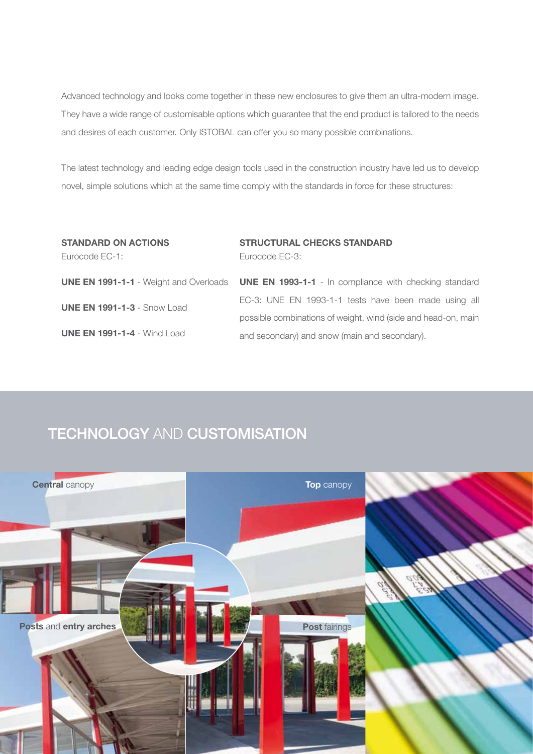Advanced technology and looks come together in these new enclosures to give them an ultra-modern image. They have a wide range of customisable options which guarantee that the end product is tailored to the needs and desires of each customer. Only ISTOBAL can offer you so many possible combinations.

The latest technology and leading edge design tools used in the construction industry have led us to develop novel, simple solutions which at the same time comply with the standards in force for these structures:

**STANDARD ON ACTIONS**
Eurocode EC-1:

**UNE EN 1991-1-1** - Weight and Overloads

**UNE EN 1991-1-3** - Snow Load

**UNE EN 1991-1-4** - Wind Load

**STRUCTURAL CHECKS STANDARD**
Eurocode EC-3:

**UNE EN 1993-1-1** - In compliance with checking standard EC-3: UNE EN 1993-1-1 tests have been made using all possible combinations of weight, wind (side and head-on, main and secondary) and snow (main and secondary).

## **TECHNOLOGY** AND **CUSTOMISATION**

**Central** canopy

**Top** canopy

**Posts** and **entry arches**

**Post** fairings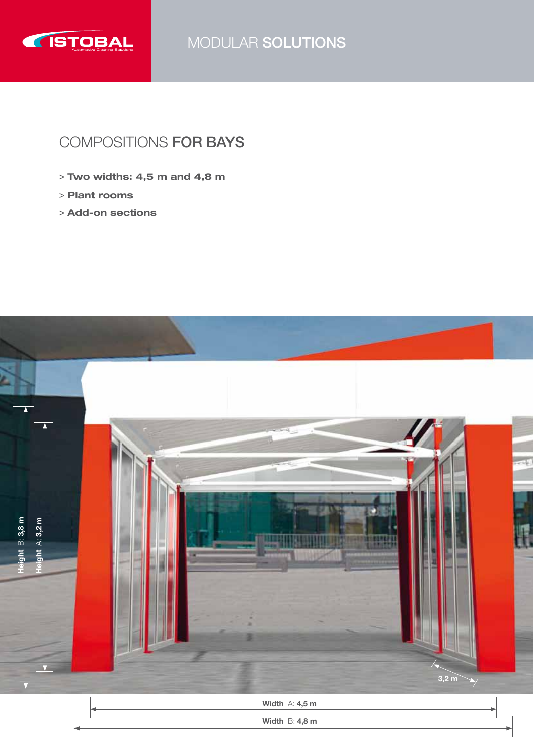MODULAR **SOLUTIONS**

## COMPOSITIONS **FOR BAYS**

> **Two widths: 4,5 m and 4,8 m**

> **Plant rooms**

> **Add-on sections**

**Height** B: **3,8 m**

**Height** A: **3,2 m**

**3,2 m**

**Width** A: **4,5 m**

**Width** B: **4,8 m**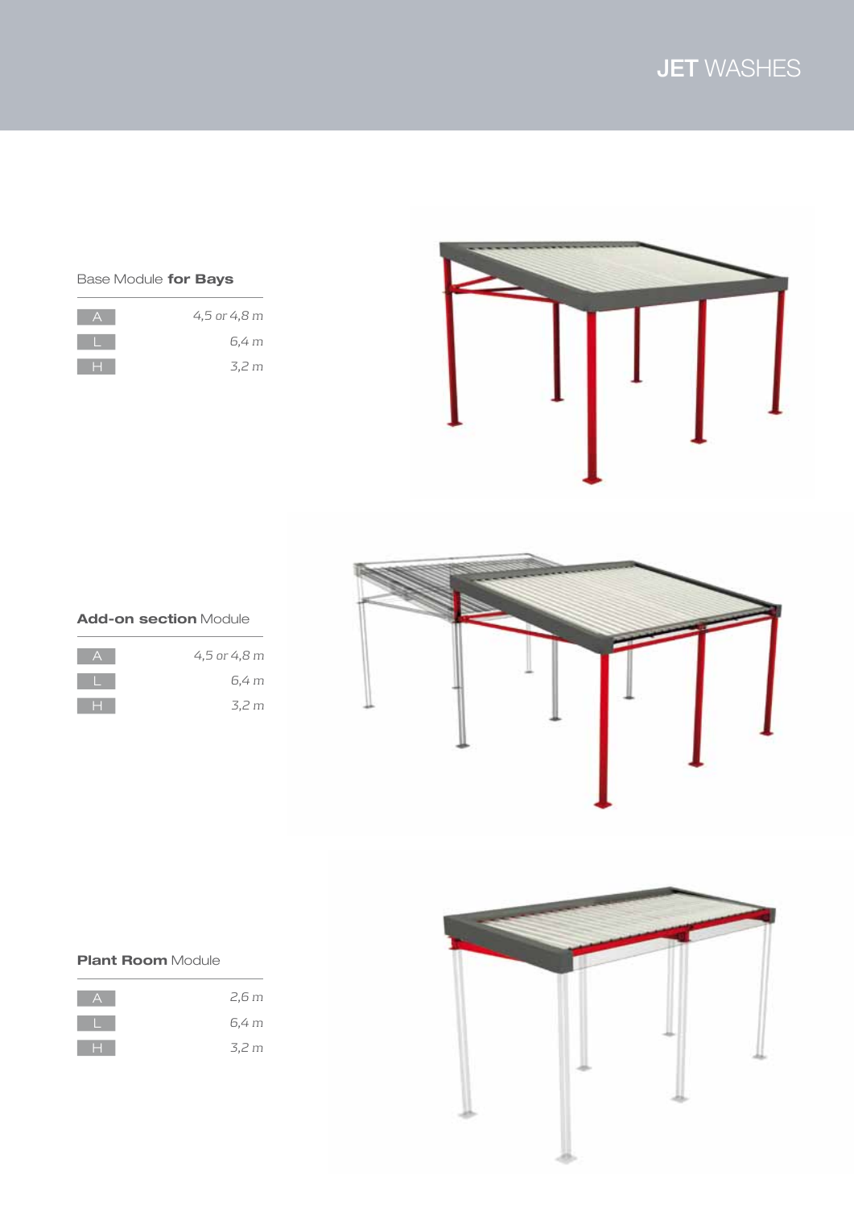Base Module **for Bays**

| | |
|---|---|
| A | *4,5 or 4,8 m* |
| L | *6,4 m* |
| H | *3,2 m* |

**Add-on section** Module

| | |
|---|---|
| A | *4,5 or 4,8 m* |
| L | *6,4 m* |
| H | *3,2 m* |

**Plant Room** Module

| | |
|---|---|
| A | *2,6 m* |
| L | *6,4 m* |
| H | *3,2 m* |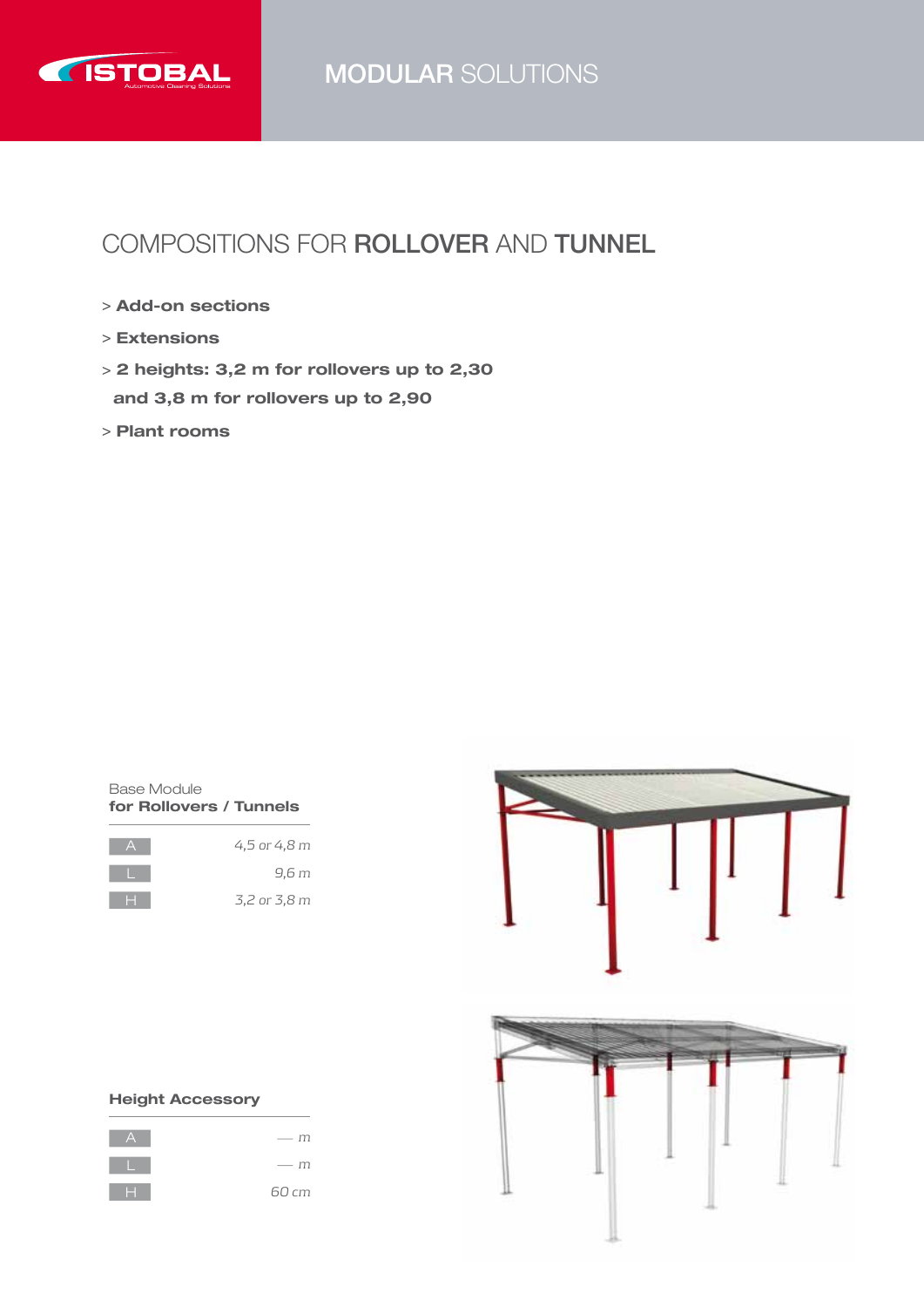# COMPOSITIONS FOR **ROLLOVER** AND **TUNNEL**

> **Add-on sections**

> **Extensions**

> **2 heights: 3,2 m for rollovers up to 2,30 and 3,8 m for rollovers up to 2,90**

> **Plant rooms**

Base Module
**for Rollovers / Tunnels**

| | |
|---|---|
| A | *4,5 or 4,8 m* |
| L | *9,6 m* |
| H | *3,2 or 3,8 m* |

**Height Accessory**

| | |
|---|---|
| A | *— m* |
| L | *— m* |
| H | *60 cm* |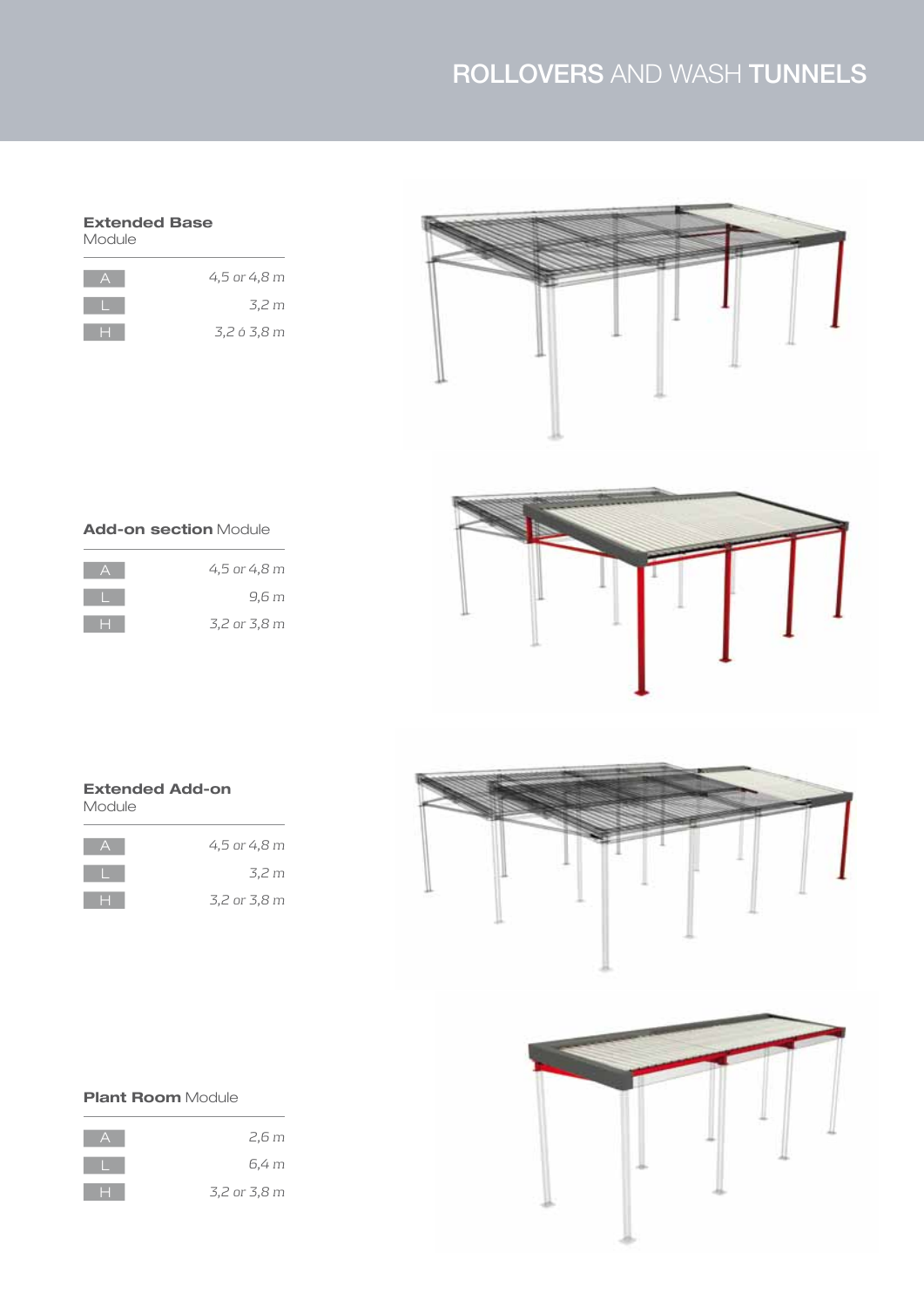# ROLLOVERS AND WASH TUNNELS

## **Extended Base** Module

| | |
|---|---|
| A | *4,5 or 4,8 m* |
| L | *3,2 m* |
| H | *3,2 ó 3,8 m* |

## **Add-on section** Module

| | |
|---|---|
| A | *4,5 or 4,8 m* |
| L | *9,6 m* |
| H | *3,2 or 3,8 m* |

## **Extended Add-on** Module

| | |
|---|---|
| A | *4,5 or 4,8 m* |
| L | *3,2 m* |
| H | *3,2 or 3,8 m* |

## **Plant Room** Module

| | |
|---|---|
| A | *2,6 m* |
| L | *6,4 m* |
| H | *3,2 or 3,8 m* |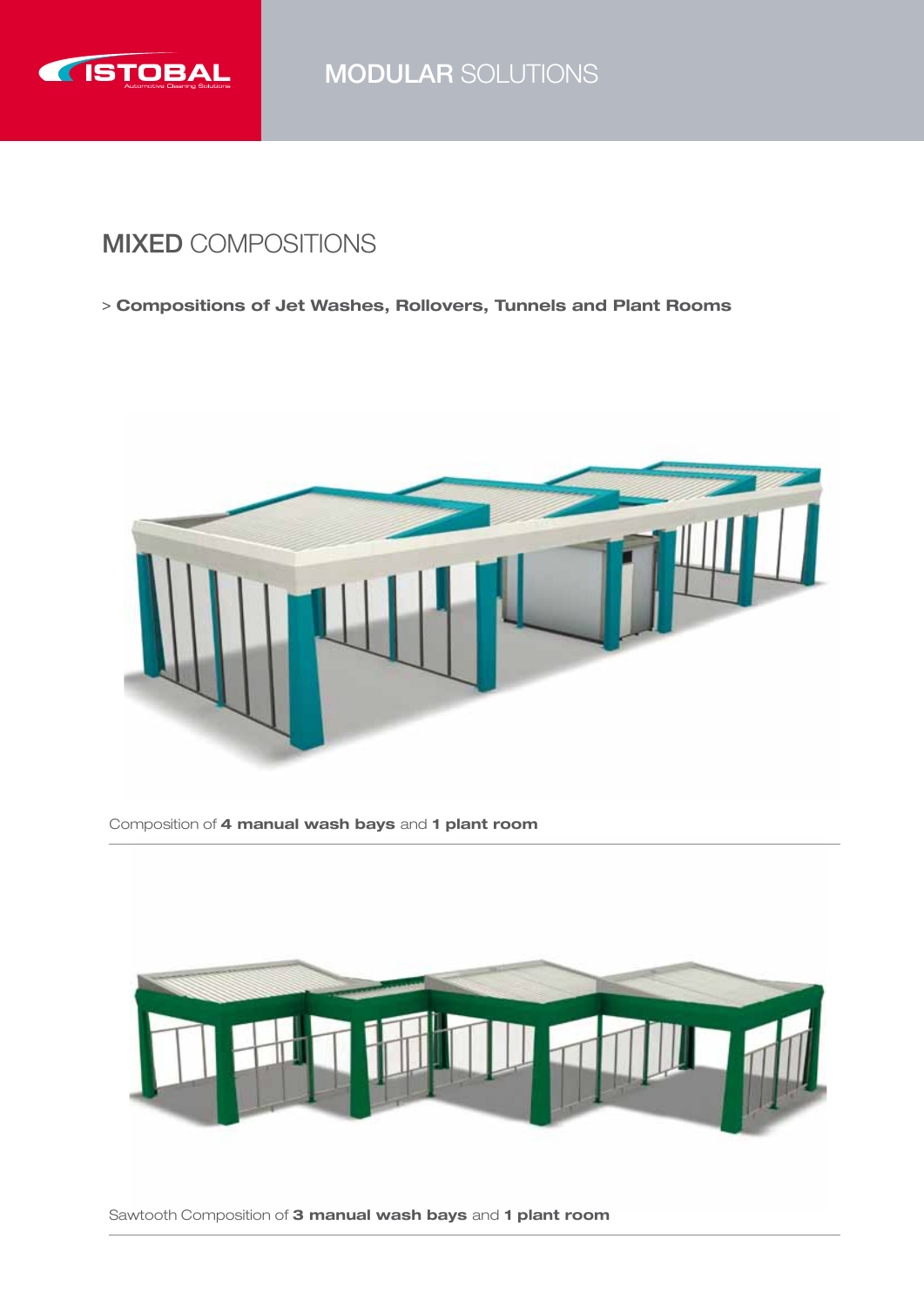ISTOBAL Automotive Cleaning Solutions

MODULAR SOLUTIONS

## **MIXED** COMPOSITIONS

> **Compositions of Jet Washes, Rollovers, Tunnels and Plant Rooms**

Composition of **4 manual wash bays** and **1 plant room**

Sawtooth Composition of **3 manual wash bays** and **1 plant room**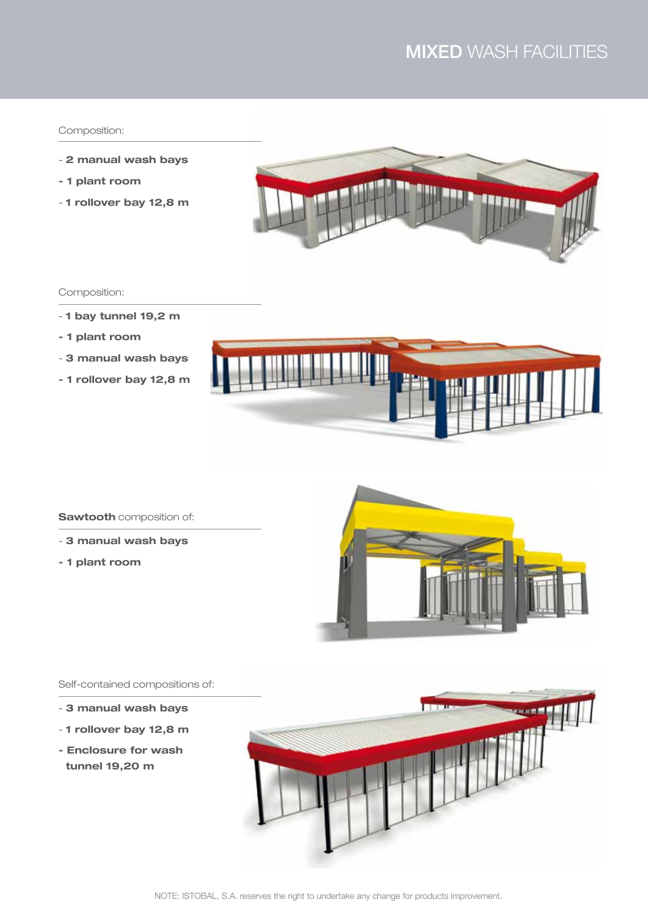# **MIXED** WASH FACILITIES

Composition:

- **2 manual wash bays**
- **1 plant room**
- **1 rollover bay 12,8 m**

Composition:

- **1 bay tunnel 19,2 m**
- **1 plant room**
- **3 manual wash bays**
- **1 rollover bay 12,8 m**

**Sawtooth** composition of:

- **3 manual wash bays**
- **1 plant room**

Self-contained compositions of:

- **3 manual wash bays**
- **1 rollover bay 12,8 m**
- **Enclosure for wash tunnel 19,20 m**

NOTE: ISTOBAL, S.A. reserves the right to undertake any change for products improvement.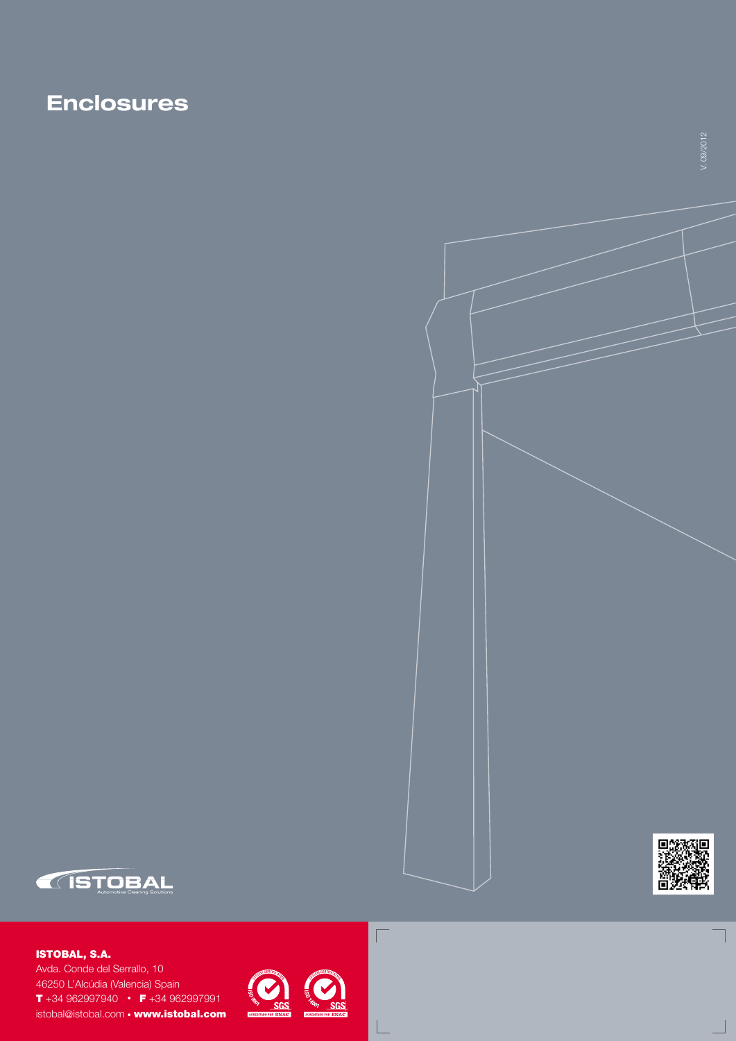# Enclosures

V. 09/2012

ISTOBAL
Automotive Cleaning Solutions

**ISTOBAL, S.A.**
Avda. Conde del Serrallo, 10
46250 L'Alcúdia (Valencia) Spain
**T** +34 962997940 • **F** +34 962997991
istobal@istobal.com • **www.istobal.com**